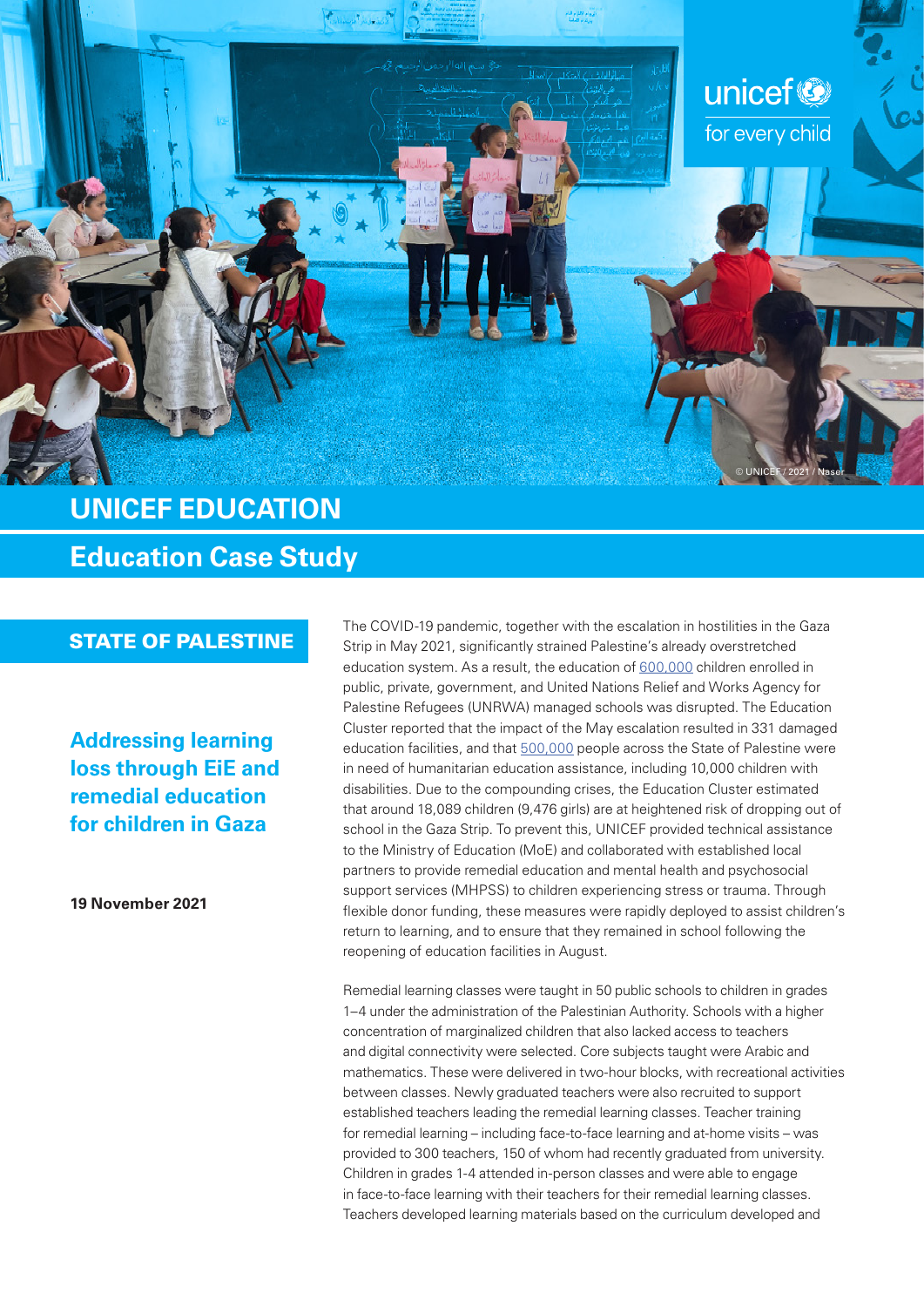unicef for every child

© UNICEF/2021/Naser

# UNICEF EDUCATION

## Education Case Study

**STATE OF PALESTINE**

### Addressing learning loss through EiE and remedial education for children in Gaza

**19 November 2021**

The COVID-19 pandemic, together with the escalation in hostilities in the Gaza Strip in May 2021, significantly strained Palestine's already overstretched education system. As a result, the education of 600,000 children enrolled in public, private, government, and United Nations Relief and Works Agency for Palestine Refugees (UNRWA) managed schools was disrupted. The Education Cluster reported that the impact of the May escalation resulted in 331 damaged education facilities, and that 500,000 people across the State of Palestine were in need of humanitarian education assistance, including 10,000 children with disabilities. Due to the compounding crises, the Education Cluster estimated that around 18,089 children (9,476 girls) are at heightened risk of dropping out of school in the Gaza Strip. To prevent this, UNICEF provided technical assistance to the Ministry of Education (MoE) and collaborated with established local partners to provide remedial education and mental health and psychosocial support services (MHPSS) to children experiencing stress or trauma. Through flexible donor funding, these measures were rapidly deployed to assist children's return to learning, and to ensure that they remained in school following the reopening of education facilities in August.

Remedial learning classes were taught in 50 public schools to children in grades 1–4 under the administration of the Palestinian Authority. Schools with a higher concentration of marginalized children that also lacked access to teachers and digital connectivity were selected. Core subjects taught were Arabic and mathematics. These were delivered in two-hour blocks, with recreational activities between classes. Newly graduated teachers were also recruited to support established teachers leading the remedial learning classes. Teacher training for remedial learning – including face-to-face learning and at-home visits – was provided to 300 teachers, 150 of whom had recently graduated from university. Children in grades 1-4 attended in-person classes and were able to engage in face-to-face learning with their teachers for their remedial learning classes. Teachers developed learning materials based on the curriculum developed and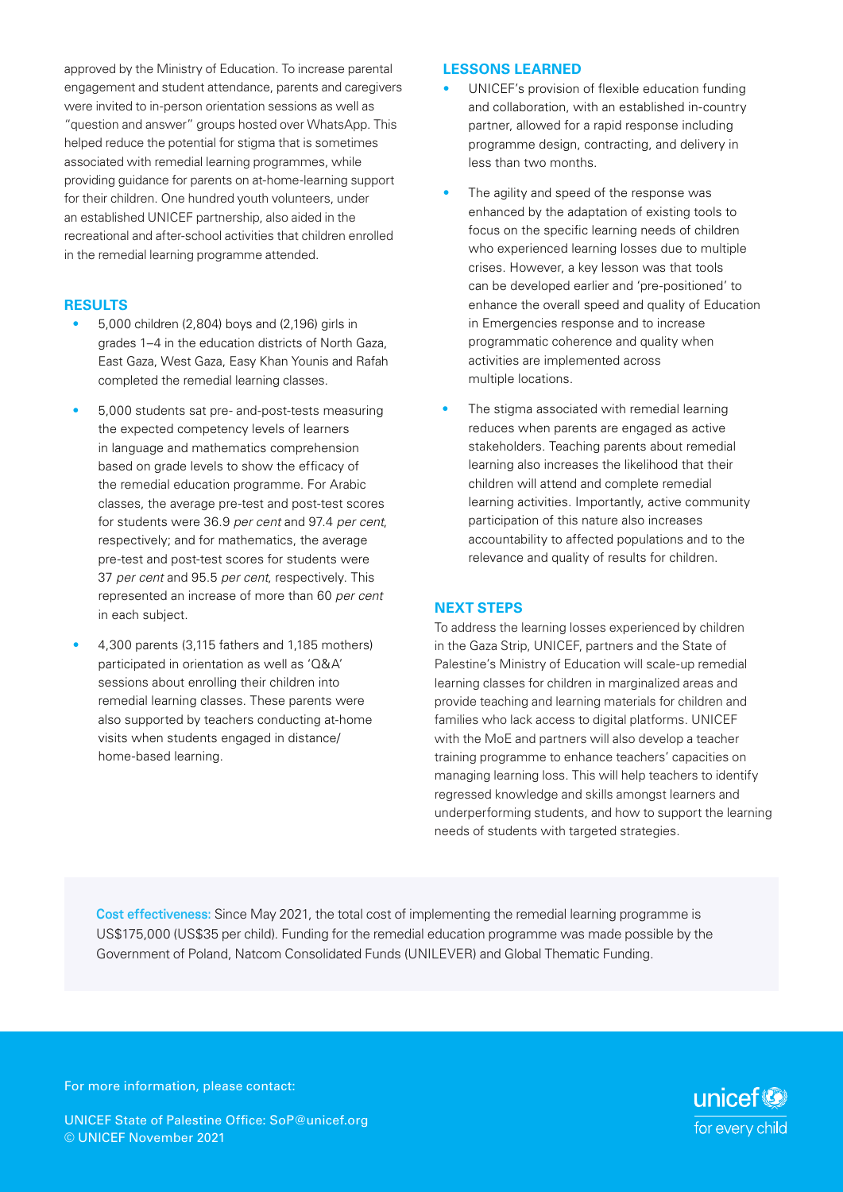approved by the Ministry of Education. To increase parental engagement and student attendance, parents and caregivers were invited to in-person orientation sessions as well as "question and answer" groups hosted over WhatsApp. This helped reduce the potential for stigma that is sometimes associated with remedial learning programmes, while providing guidance for parents on at-home-learning support for their children. One hundred youth volunteers, under an established UNICEF partnership, also aided in the recreational and after-school activities that children enrolled in the remedial learning programme attended.

## RESULTS

- 5,000 children (2,804) boys and (2,196) girls in grades 1–4 in the education districts of North Gaza, East Gaza, West Gaza, Easy Khan Younis and Rafah completed the remedial learning classes.
- 5,000 students sat pre- and-post-tests measuring the expected competency levels of learners in language and mathematics comprehension based on grade levels to show the efficacy of the remedial education programme. For Arabic classes, the average pre-test and post-test scores for students were 36.9 *per cent* and 97.4 *per cent*, respectively; and for mathematics, the average pre-test and post-test scores for students were 37 *per cent* and 95.5 *per cent*, respectively. This represented an increase of more than 60 *per cent* in each subject.
- 4,300 parents (3,115 fathers and 1,185 mothers) participated in orientation as well as 'Q&A' sessions about enrolling their children into remedial learning classes. These parents were also supported by teachers conducting at-home visits when students engaged in distance/home-based learning.

## LESSONS LEARNED

- UNICEF's provision of flexible education funding and collaboration, with an established in-country partner, allowed for a rapid response including programme design, contracting, and delivery in less than two months.
- The agility and speed of the response was enhanced by the adaptation of existing tools to focus on the specific learning needs of children who experienced learning losses due to multiple crises. However, a key lesson was that tools can be developed earlier and 'pre-positioned' to enhance the overall speed and quality of Education in Emergencies response and to increase programmatic coherence and quality when activities are implemented across multiple locations.
- The stigma associated with remedial learning reduces when parents are engaged as active stakeholders. Teaching parents about remedial learning also increases the likelihood that their children will attend and complete remedial learning activities. Importantly, active community participation of this nature also increases accountability to affected populations and to the relevance and quality of results for children.

## NEXT STEPS

To address the learning losses experienced by children in the Gaza Strip, UNICEF, partners and the State of Palestine's Ministry of Education will scale-up remedial learning classes for children in marginalized areas and provide teaching and learning materials for children and families who lack access to digital platforms. UNICEF with the MoE and partners will also develop a teacher training programme to enhance teachers' capacities on managing learning loss. This will help teachers to identify regressed knowledge and skills amongst learners and underperforming students, and how to support the learning needs of students with targeted strategies.

**Cost effectiveness:** Since May 2021, the total cost of implementing the remedial learning programme is US$175,000 (US$35 per child). Funding for the remedial education programme was made possible by the Government of Poland, Natcom Consolidated Funds (UNILEVER) and Global Thematic Funding.

For more information, please contact:

UNICEF State of Palestine Office: SoP@unicef.org
© UNICEF November 2021

unicef for every child